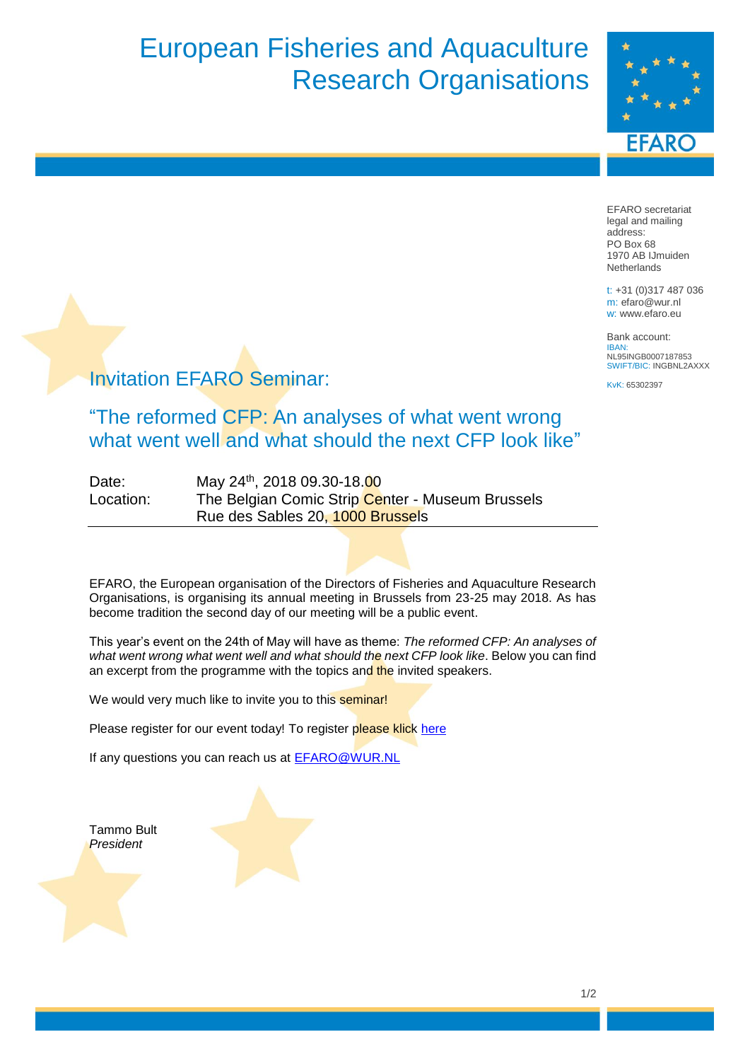# European Fisheries and Aquaculture Research Organisations

EFARO

EFARO secretariat
legal and mailing address:
PO Box 68
1970 AB IJmuiden
Netherlands

t: +31 (0)317 487 036
m: efaro@wur.nl
w: www.efaro.eu

Bank account:
IBAN:
NL95INGB0007187853
SWIFT/BIC: INGBNL2AXXX

KvK: 65302397

## Invitation EFARO Seminar:

## "The reformed CFP: An analyses of what went wrong what went well and what should the next CFP look like"

| | |
|---|---|
| Date: | May 24th, 2018 09.30-18.00 |
| Location: | The Belgian Comic Strip Center - Museum Brussels<br>Rue des Sables 20, 1000 Brussels |

EFARO, the European organisation of the Directors of Fisheries and Aquaculture Research Organisations, is organising its annual meeting in Brussels from 23-25 may 2018. As has become tradition the second day of our meeting will be a public event.

This year's event on the 24th of May will have as theme: *The reformed CFP: An analyses of what went wrong what went well and what should the next CFP look like*. Below you can find an excerpt from the programme with the topics and the invited speakers.

We would very much like to invite you to this seminar!

Please register for our event today! To register please klick here

If any questions you can reach us at EFARO@WUR.NL

Tammo Bult
*President*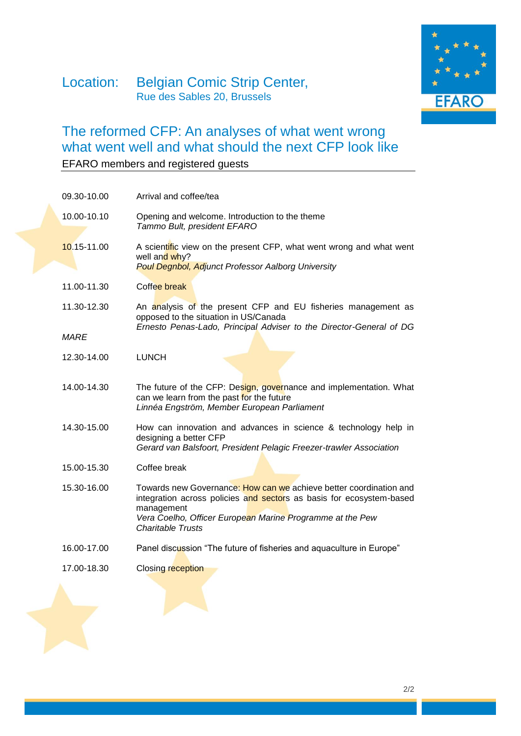Location: Belgian Comic Strip Center,
Rue des Sables 20, Brussels

## The reformed CFP: An analyses of what went wrong what went well and what should the next CFP look like

EFARO members and registered guests

| | |
|---|---|
| 09.30-10.00 | Arrival and coffee/tea |
| 10.00-10.10 | Opening and welcome. Introduction to the theme<br>*Tammo Bult, president EFARO* |
| 10.15-11.00 | A scientific view on the present CFP, what went wrong and what went well and why?<br>*Poul Degnbol, Adjunct Professor Aalborg University* |
| 11.00-11.30 | Coffee break |
| 11.30-12.30 | An analysis of the present CFP and EU fisheries management as opposed to the situation in US/Canada<br>*Ernesto Penas-Lado, Principal Adviser to the Director-General of DG MARE* |
| 12.30-14.00 | LUNCH |
| 14.00-14.30 | The future of the CFP: Design, governance and implementation. What can we learn from the past for the future<br>*Linnéa Engström, Member European Parliament* |
| 14.30-15.00 | How can innovation and advances in science & technology help in designing a better CFP<br>*Gerard van Balsfoort, President Pelagic Freezer-trawler Association* |
| 15.00-15.30 | Coffee break |
| 15.30-16.00 | Towards new Governance: How can we achieve better coordination and integration across policies and sectors as basis for ecosystem-based management<br>*Vera Coelho, Officer European Marine Programme at the Pew Charitable Trusts* |
| 16.00-17.00 | Panel discussion "The future of fisheries and aquaculture in Europe" |
| 17.00-18.30 | Closing reception |